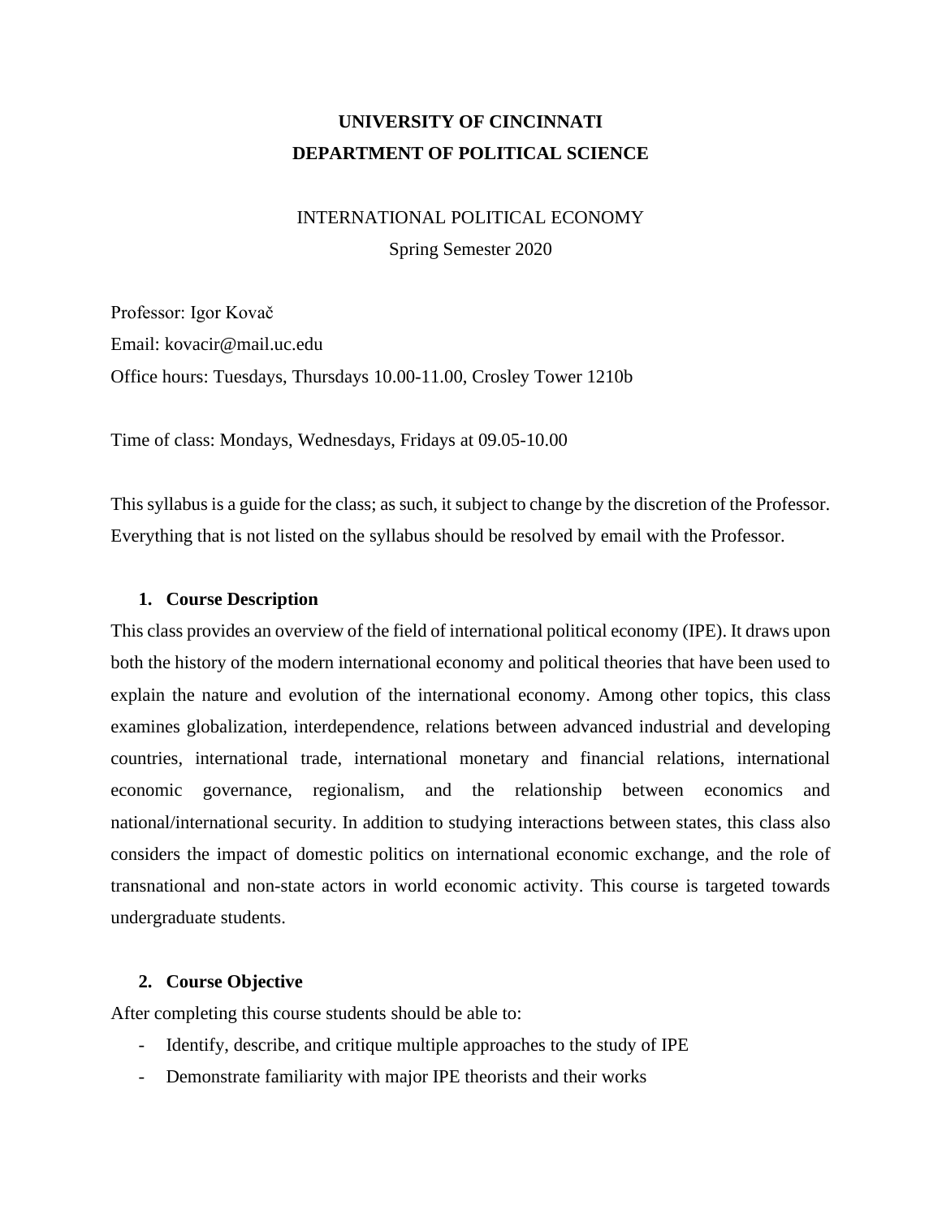**UNIVERSITY OF CINCINNATI**
**DEPARTMENT OF POLITICAL SCIENCE**

INTERNATIONAL POLITICAL ECONOMY
Spring Semester 2020

Professor: Igor Kovač
Email: kovacir@mail.uc.edu
Office hours: Tuesdays, Thursdays 10.00-11.00, Crosley Tower 1210b

Time of class: Mondays, Wednesdays, Fridays at 09.05-10.00

This syllabus is a guide for the class; as such, it subject to change by the discretion of the Professor. Everything that is not listed on the syllabus should be resolved by email with the Professor.

## 1. Course Description

This class provides an overview of the field of international political economy (IPE). It draws upon both the history of the modern international economy and political theories that have been used to explain the nature and evolution of the international economy. Among other topics, this class examines globalization, interdependence, relations between advanced industrial and developing countries, international trade, international monetary and financial relations, international economic governance, regionalism, and the relationship between economics and national/international security. In addition to studying interactions between states, this class also considers the impact of domestic politics on international economic exchange, and the role of transnational and non-state actors in world economic activity. This course is targeted towards undergraduate students.

## 2. Course Objective

After completing this course students should be able to:

- Identify, describe, and critique multiple approaches to the study of IPE
- Demonstrate familiarity with major IPE theorists and their works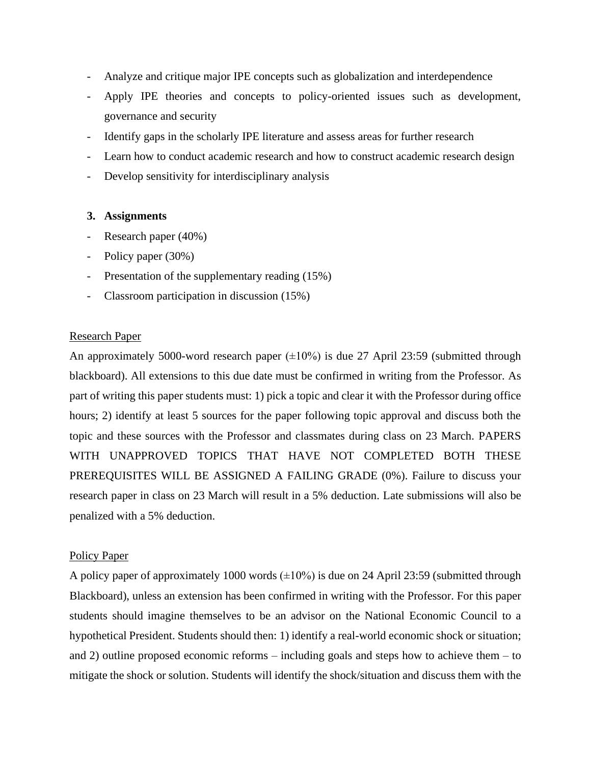- Analyze and critique major IPE concepts such as globalization and interdependence
- Apply IPE theories and concepts to policy-oriented issues such as development, governance and security
- Identify gaps in the scholarly IPE literature and assess areas for further research
- Learn how to conduct academic research and how to construct academic research design
- Develop sensitivity for interdisciplinary analysis

## 3. Assignments

- Research paper (40%)
- Policy paper (30%)
- Presentation of the supplementary reading (15%)
- Classroom participation in discussion (15%)

<u>Research Paper</u>

An approximately 5000-word research paper (±10%) is due 27 April 23:59 (submitted through blackboard). All extensions to this due date must be confirmed in writing from the Professor. As part of writing this paper students must: 1) pick a topic and clear it with the Professor during office hours; 2) identify at least 5 sources for the paper following topic approval and discuss both the topic and these sources with the Professor and classmates during class on 23 March. PAPERS WITH UNAPPROVED TOPICS THAT HAVE NOT COMPLETED BOTH THESE PREREQUISITES WILL BE ASSIGNED A FAILING GRADE (0%). Failure to discuss your research paper in class on 23 March will result in a 5% deduction. Late submissions will also be penalized with a 5% deduction.

<u>Policy Paper</u>

A policy paper of approximately 1000 words (±10%) is due on 24 April 23:59 (submitted through Blackboard), unless an extension has been confirmed in writing with the Professor. For this paper students should imagine themselves to be an advisor on the National Economic Council to a hypothetical President. Students should then: 1) identify a real-world economic shock or situation; and 2) outline proposed economic reforms – including goals and steps how to achieve them – to mitigate the shock or solution. Students will identify the shock/situation and discuss them with the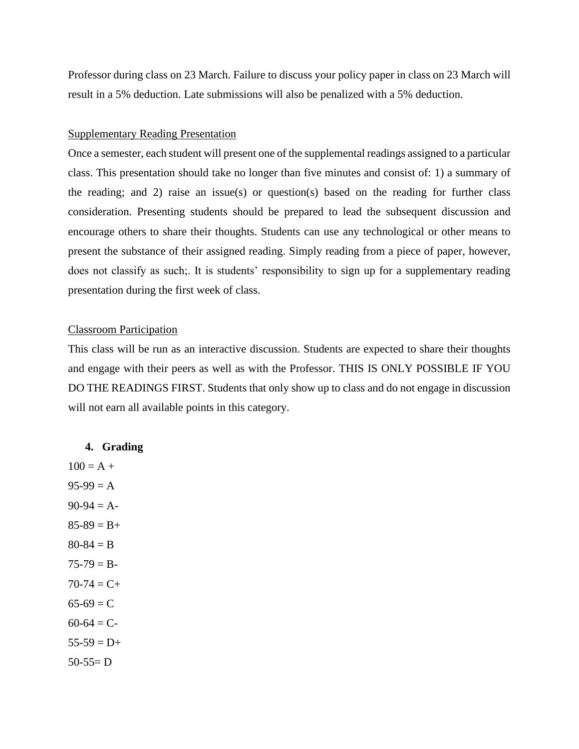Professor during class on 23 March. Failure to discuss your policy paper in class on 23 March will result in a 5% deduction. Late submissions will also be penalized with a 5% deduction.

Supplementary Reading Presentation

Once a semester, each student will present one of the supplemental readings assigned to a particular class. This presentation should take no longer than five minutes and consist of: 1) a summary of the reading; and 2) raise an issue(s) or question(s) based on the reading for further class consideration. Presenting students should be prepared to lead the subsequent discussion and encourage others to share their thoughts. Students can use any technological or other means to present the substance of their assigned reading. Simply reading from a piece of paper, however, does not classify as such;. It is students' responsibility to sign up for a supplementary reading presentation during the first week of class.

Classroom Participation

This class will be run as an interactive discussion. Students are expected to share their thoughts and engage with their peers as well as with the Professor. THIS IS ONLY POSSIBLE IF YOU DO THE READINGS FIRST. Students that only show up to class and do not engage in discussion will not earn all available points in this category.

## 4. Grading

100 = A +

95-99 = A

90-94 = A-

85-89 = B+

80-84 = B

75-79 = B-

70-74 = C+

65-69 = C

60-64 = C-

55-59 = D+

50-55= D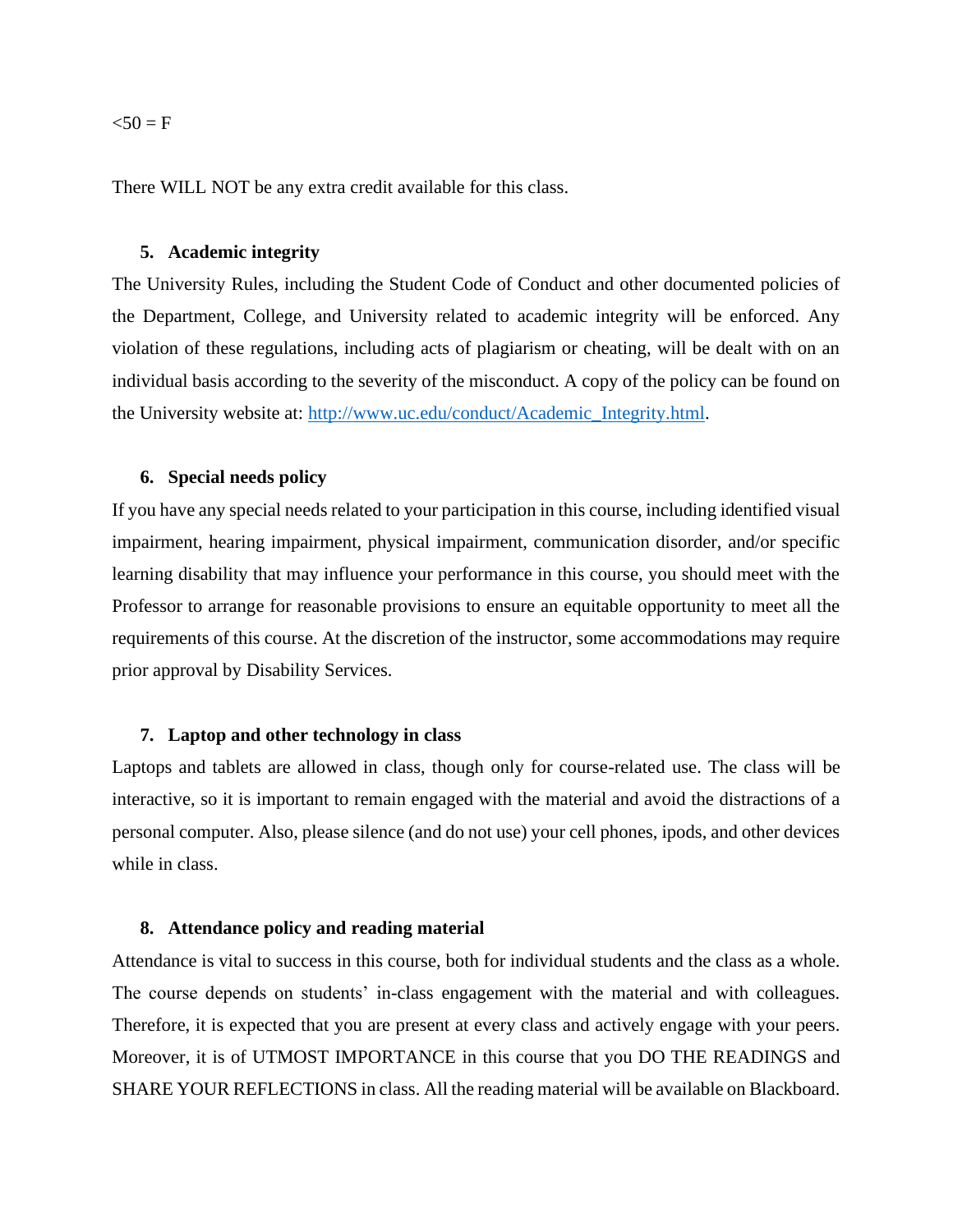<50 = F

There WILL NOT be any extra credit available for this class.

### 5. Academic integrity

The University Rules, including the Student Code of Conduct and other documented policies of the Department, College, and University related to academic integrity will be enforced. Any violation of these regulations, including acts of plagiarism or cheating, will be dealt with on an individual basis according to the severity of the misconduct. A copy of the policy can be found on the University website at: [http://www.uc.edu/conduct/Academic_Integrity.html](http://www.uc.edu/conduct/Academic_Integrity.html).

### 6. Special needs policy

If you have any special needs related to your participation in this course, including identified visual impairment, hearing impairment, physical impairment, communication disorder, and/or specific learning disability that may influence your performance in this course, you should meet with the Professor to arrange for reasonable provisions to ensure an equitable opportunity to meet all the requirements of this course. At the discretion of the instructor, some accommodations may require prior approval by Disability Services.

### 7. Laptop and other technology in class

Laptops and tablets are allowed in class, though only for course-related use. The class will be interactive, so it is important to remain engaged with the material and avoid the distractions of a personal computer. Also, please silence (and do not use) your cell phones, ipods, and other devices while in class.

### 8. Attendance policy and reading material

Attendance is vital to success in this course, both for individual students and the class as a whole. The course depends on students' in-class engagement with the material and with colleagues. Therefore, it is expected that you are present at every class and actively engage with your peers. Moreover, it is of UTMOST IMPORTANCE in this course that you DO THE READINGS and SHARE YOUR REFLECTIONS in class. All the reading material will be available on Blackboard.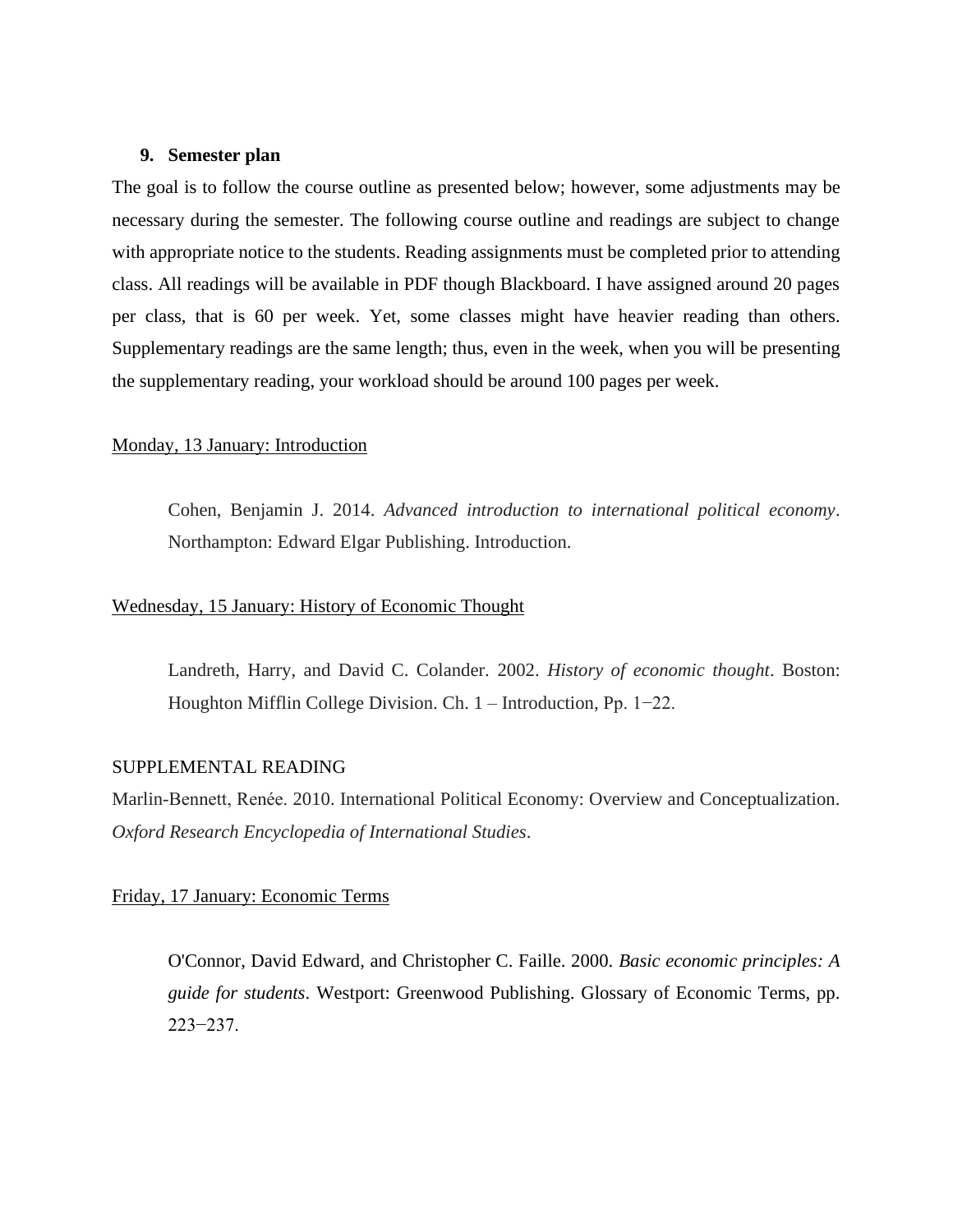## 9. Semester plan

The goal is to follow the course outline as presented below; however, some adjustments may be necessary during the semester. The following course outline and readings are subject to change with appropriate notice to the students. Reading assignments must be completed prior to attending class. All readings will be available in PDF though Blackboard. I have assigned around 20 pages per class, that is 60 per week. Yet, some classes might have heavier reading than others. Supplementary readings are the same length; thus, even in the week, when you will be presenting the supplementary reading, your workload should be around 100 pages per week.

<u>Monday, 13 January: Introduction</u>

> Cohen, Benjamin J. 2014. *Advanced introduction to international political economy*. Northampton: Edward Elgar Publishing. Introduction.

<u>Wednesday, 15 January: History of Economic Thought</u>

> Landreth, Harry, and David C. Colander. 2002. *History of economic thought*. Boston: Houghton Mifflin College Division. Ch. 1 – Introduction, Pp. 1−22.

SUPPLEMENTAL READING

Marlin-Bennett, Renée. 2010. International Political Economy: Overview and Conceptualization. *Oxford Research Encyclopedia of International Studies*.

<u>Friday, 17 January: Economic Terms</u>

> O'Connor, David Edward, and Christopher C. Faille. 2000. *Basic economic principles: A guide for students*. Westport: Greenwood Publishing. Glossary of Economic Terms, pp. 223−237.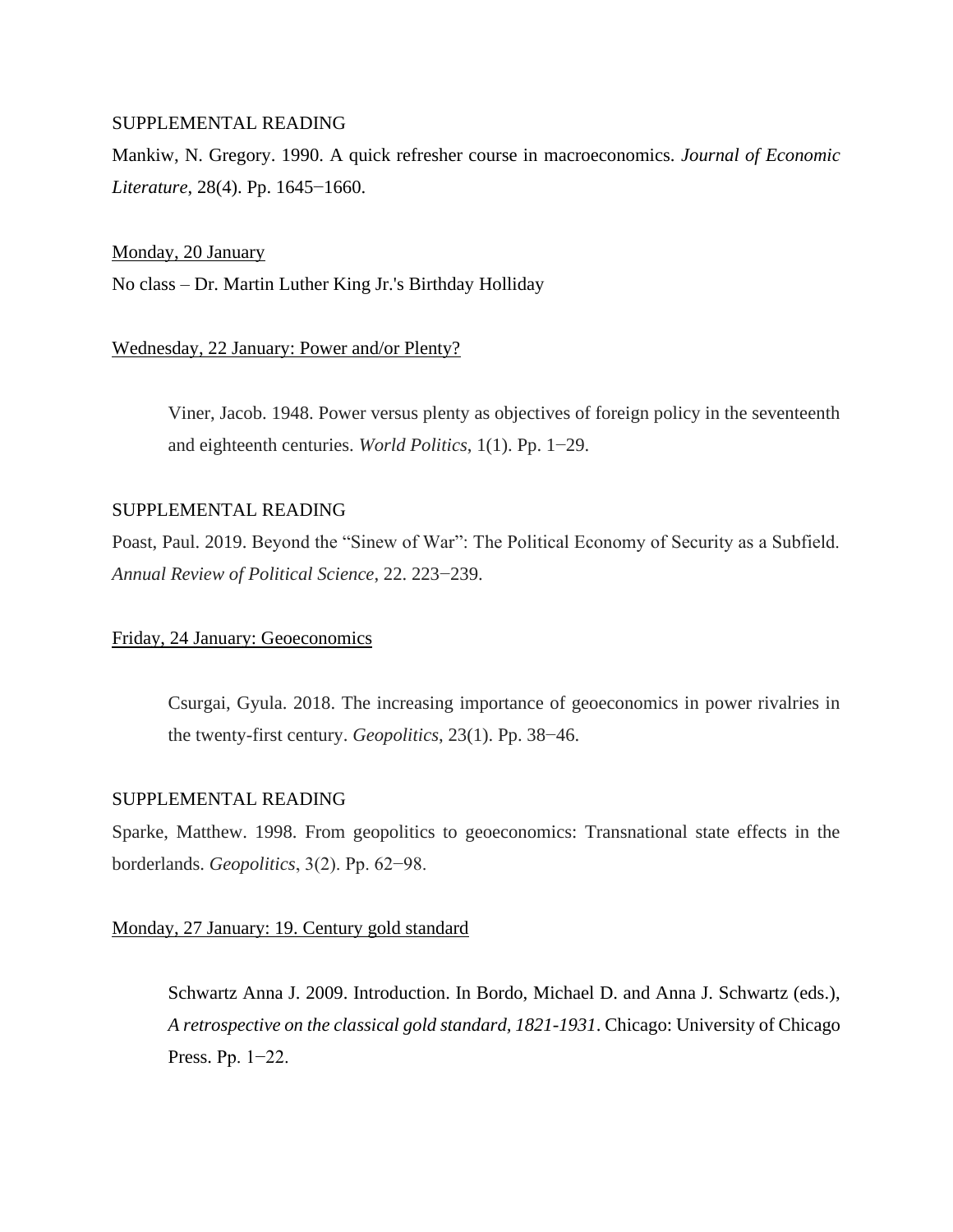SUPPLEMENTAL READING

Mankiw, N. Gregory. 1990. A quick refresher course in macroeconomics. *Journal of Economic Literature*, 28(4). Pp. 1645−1660.

Monday, 20 January

No class – Dr. Martin Luther King Jr.'s Birthday Holliday

Wednesday, 22 January: Power and/or Plenty?

> Viner, Jacob. 1948. Power versus plenty as objectives of foreign policy in the seventeenth and eighteenth centuries. *World Politics*, 1(1). Pp. 1−29.

SUPPLEMENTAL READING

Poast, Paul. 2019. Beyond the "Sinew of War": The Political Economy of Security as a Subfield. *Annual Review of Political Science*, 22. 223−239.

Friday, 24 January: Geoeconomics

> Csurgai, Gyula. 2018. The increasing importance of geoeconomics in power rivalries in the twenty-first century. *Geopolitics*, 23(1). Pp. 38−46.

SUPPLEMENTAL READING

Sparke, Matthew. 1998. From geopolitics to geoeconomics: Transnational state effects in the borderlands. *Geopolitics*, 3(2). Pp. 62−98.

Monday, 27 January: 19. Century gold standard

> Schwartz Anna J. 2009. Introduction. In Bordo, Michael D. and Anna J. Schwartz (eds.), *A retrospective on the classical gold standard, 1821-1931*. Chicago: University of Chicago Press. Pp. 1−22.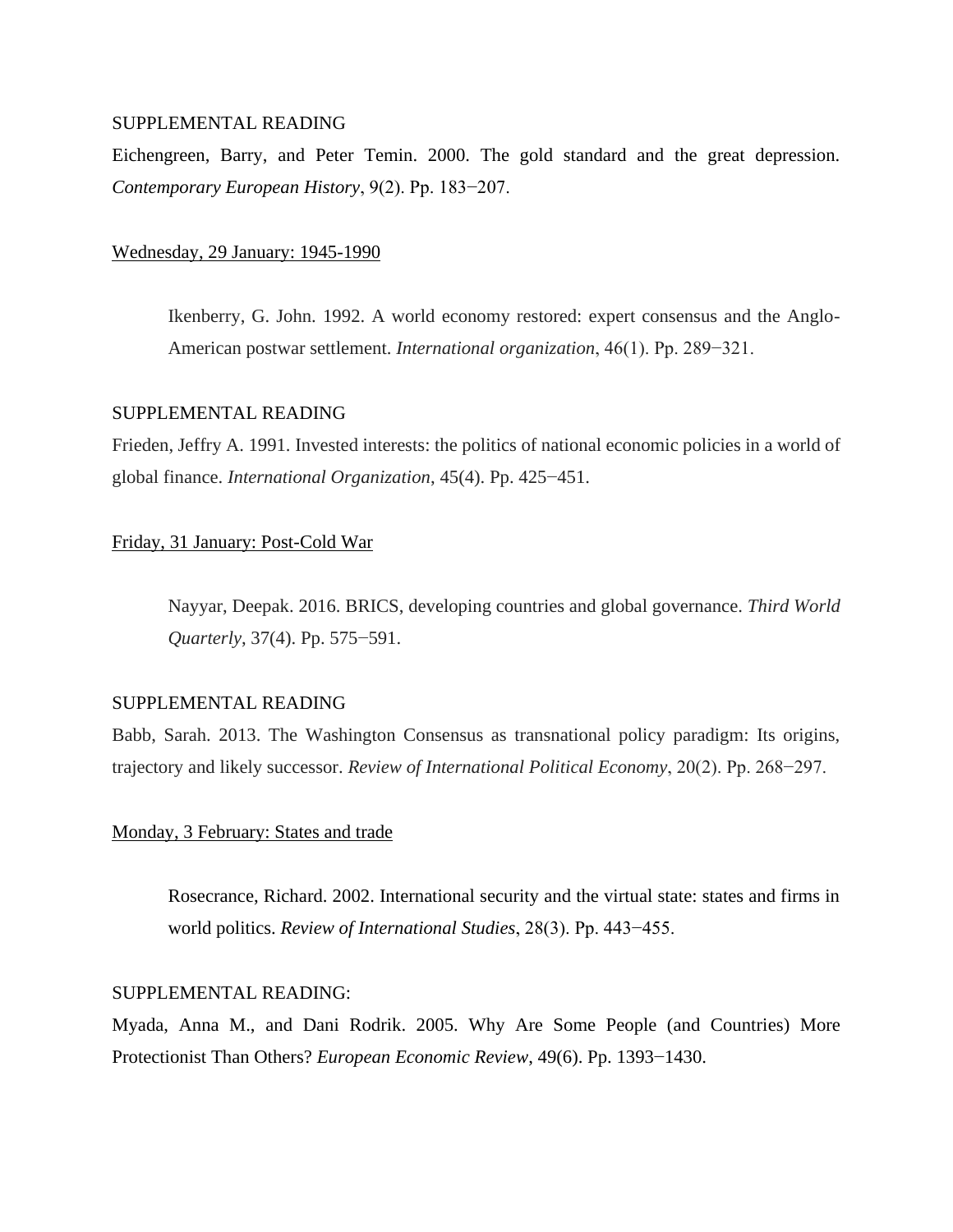SUPPLEMENTAL READING

Eichengreen, Barry, and Peter Temin. 2000. The gold standard and the great depression. *Contemporary European History*, 9(2). Pp. 183−207.

<u>Wednesday, 29 January: 1945-1990</u>

> Ikenberry, G. John. 1992. A world economy restored: expert consensus and the Anglo-American postwar settlement. *International organization*, 46(1). Pp. 289−321.

SUPPLEMENTAL READING

Frieden, Jeffry A. 1991. Invested interests: the politics of national economic policies in a world of global finance. *International Organization*, 45(4). Pp. 425−451.

<u>Friday, 31 January: Post-Cold War</u>

> Nayyar, Deepak. 2016. BRICS, developing countries and global governance. *Third World Quarterly*, 37(4). Pp. 575−591.

SUPPLEMENTAL READING

Babb, Sarah. 2013. The Washington Consensus as transnational policy paradigm: Its origins, trajectory and likely successor. *Review of International Political Economy*, 20(2). Pp. 268−297.

<u>Monday, 3 February: States and trade</u>

> Rosecrance, Richard. 2002. International security and the virtual state: states and firms in world politics. *Review of International Studies*, 28(3). Pp. 443−455.

SUPPLEMENTAL READING:

Myada, Anna M., and Dani Rodrik. 2005. Why Are Some People (and Countries) More Protectionist Than Others? *European Economic Review*, 49(6). Pp. 1393−1430.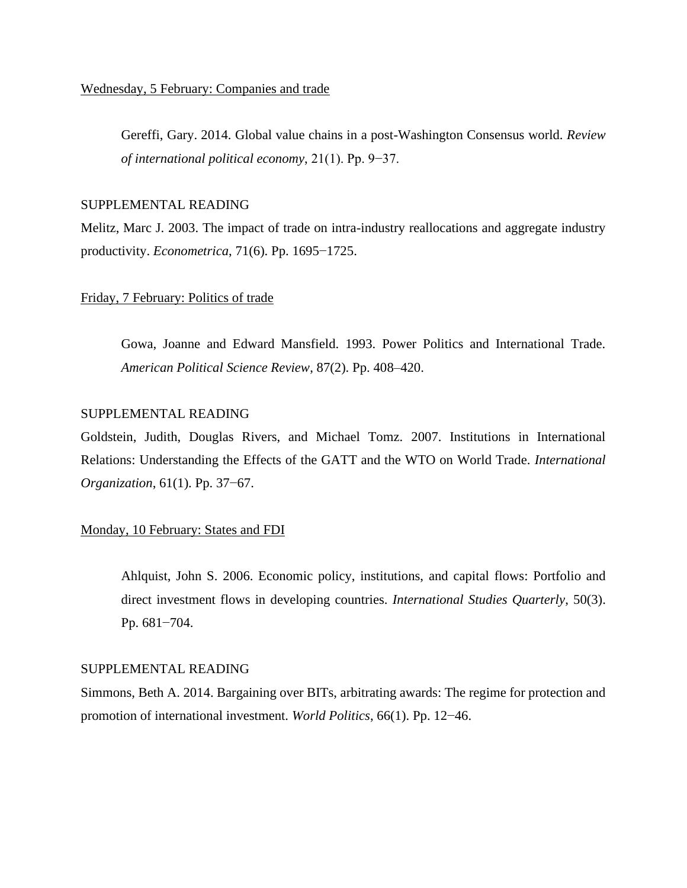<u>Wednesday, 5 February: Companies and trade</u>

> Gereffi, Gary. 2014. Global value chains in a post-Washington Consensus world. *Review of international political economy*, 21(1). Pp. 9−37.

SUPPLEMENTAL READING

Melitz, Marc J. 2003. The impact of trade on intra-industry reallocations and aggregate industry productivity. *Econometrica*, 71(6). Pp. 1695−1725.

<u>Friday, 7 February: Politics of trade</u>

> Gowa, Joanne and Edward Mansfield. 1993. Power Politics and International Trade. *American Political Science Review*, 87(2). Pp. 408–420.

SUPPLEMENTAL READING

Goldstein, Judith, Douglas Rivers, and Michael Tomz. 2007. Institutions in International Relations: Understanding the Effects of the GATT and the WTO on World Trade. *International Organization*, 61(1). Pp. 37−67.

<u>Monday, 10 February: States and FDI</u>

> Ahlquist, John S. 2006. Economic policy, institutions, and capital flows: Portfolio and direct investment flows in developing countries. *International Studies Quarterly*, 50(3). Pp. 681−704.

SUPPLEMENTAL READING

Simmons, Beth A. 2014. Bargaining over BITs, arbitrating awards: The regime for protection and promotion of international investment. *World Politics*, 66(1). Pp. 12−46.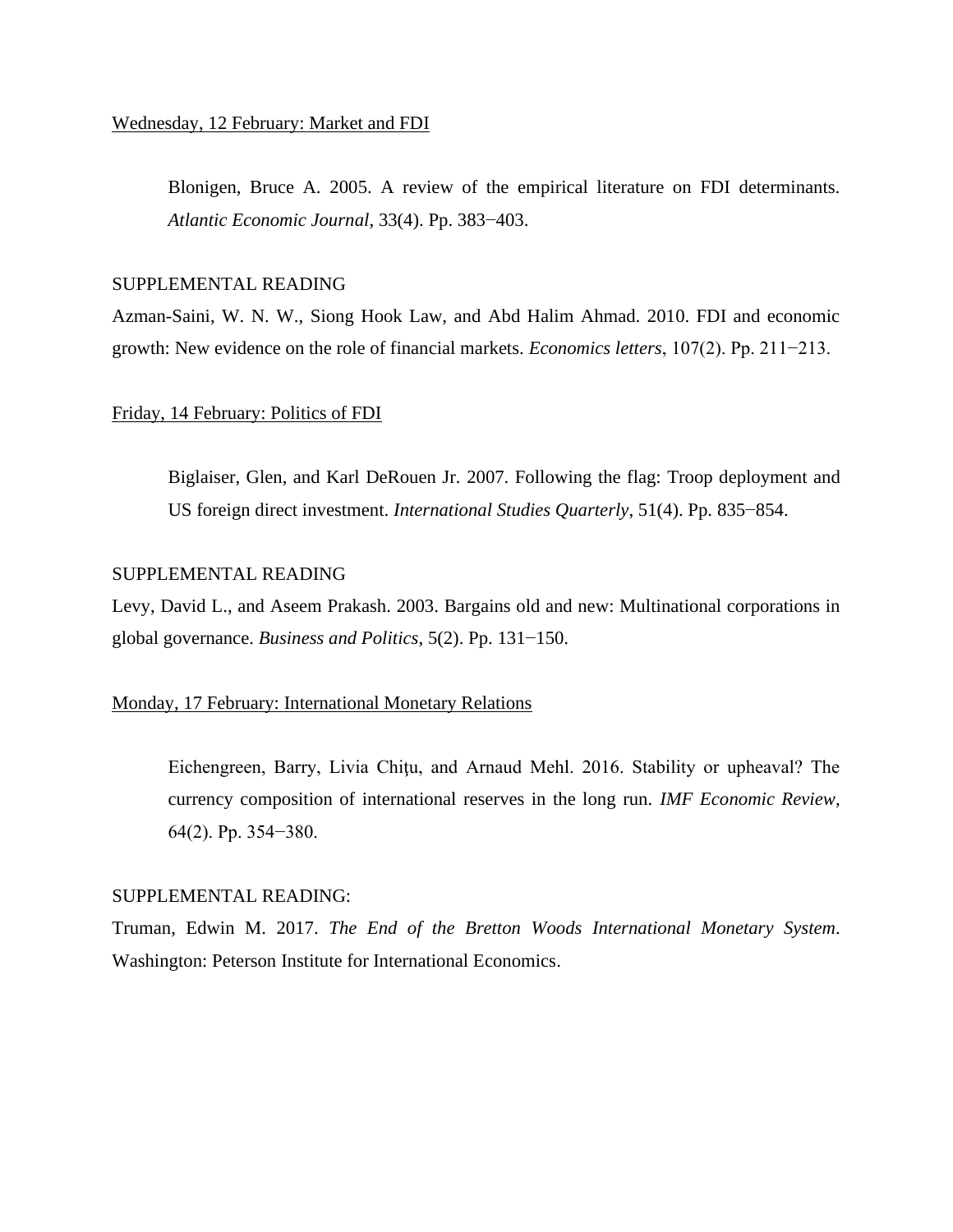<u>Wednesday, 12 February: Market and FDI</u>

> Blonigen, Bruce A. 2005. A review of the empirical literature on FDI determinants. *Atlantic Economic Journal*, 33(4). Pp. 383−403.

SUPPLEMENTAL READING

Azman-Saini, W. N. W., Siong Hook Law, and Abd Halim Ahmad. 2010. FDI and economic growth: New evidence on the role of financial markets. *Economics letters*, 107(2). Pp. 211−213.

<u>Friday, 14 February: Politics of FDI</u>

> Biglaiser, Glen, and Karl DeRouen Jr. 2007. Following the flag: Troop deployment and US foreign direct investment. *International Studies Quarterly*, 51(4). Pp. 835−854.

SUPPLEMENTAL READING

Levy, David L., and Aseem Prakash. 2003. Bargains old and new: Multinational corporations in global governance. *Business and Politics*, 5(2). Pp. 131−150.

<u>Monday, 17 February: International Monetary Relations</u>

> Eichengreen, Barry, Livia Chiţu, and Arnaud Mehl. 2016. Stability or upheaval? The currency composition of international reserves in the long run. *IMF Economic Review*, 64(2). Pp. 354−380.

SUPPLEMENTAL READING:

Truman, Edwin M. 2017. *The End of the Bretton Woods International Monetary System*. Washington: Peterson Institute for International Economics.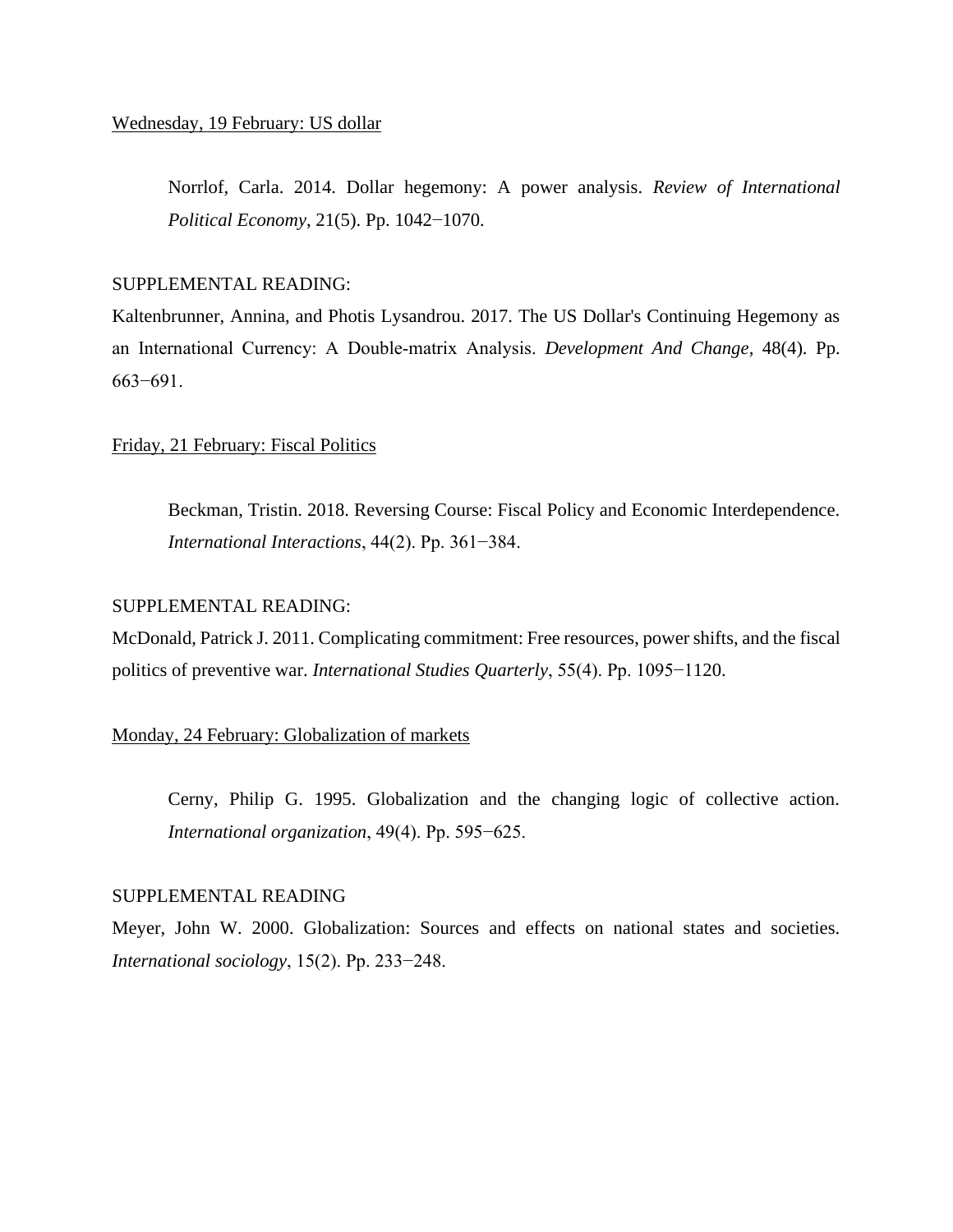<u>Wednesday, 19 February: US dollar</u>

> Norrlof, Carla. 2014. Dollar hegemony: A power analysis. *Review of International Political Economy*, 21(5). Pp. 1042−1070.

SUPPLEMENTAL READING:

Kaltenbrunner, Annina, and Photis Lysandrou. 2017. The US Dollar's Continuing Hegemony as an International Currency: A Double-matrix Analysis. *Development And Change*, 48(4). Pp. 663−691.

<u>Friday, 21 February: Fiscal Politics</u>

> Beckman, Tristin. 2018. Reversing Course: Fiscal Policy and Economic Interdependence. *International Interactions*, 44(2). Pp. 361−384.

SUPPLEMENTAL READING:

McDonald, Patrick J. 2011. Complicating commitment: Free resources, power shifts, and the fiscal politics of preventive war. *International Studies Quarterly*, 55(4). Pp. 1095−1120.

<u>Monday, 24 February: Globalization of markets</u>

> Cerny, Philip G. 1995. Globalization and the changing logic of collective action. *International organization*, 49(4). Pp. 595−625.

SUPPLEMENTAL READING

Meyer, John W. 2000. Globalization: Sources and effects on national states and societies. *International sociology*, 15(2). Pp. 233−248.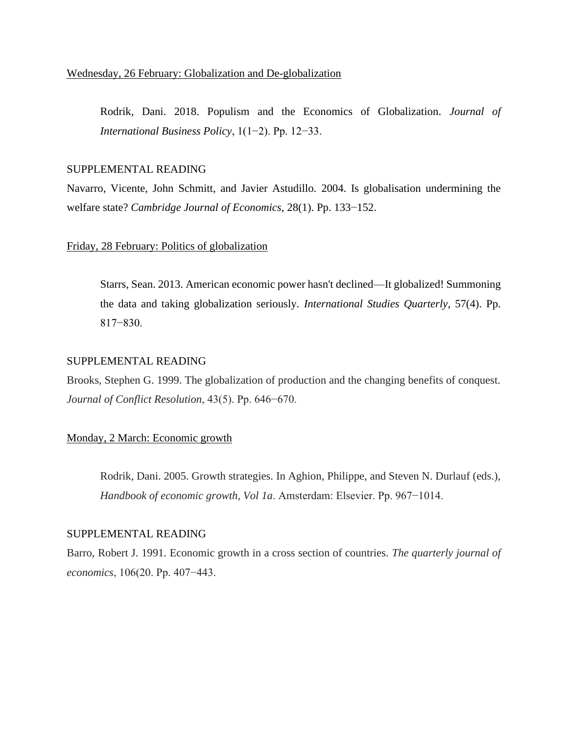<u>Wednesday, 26 February: Globalization and De-globalization</u>

> Rodrik, Dani. 2018. Populism and the Economics of Globalization. *Journal of International Business Policy*, 1(1−2). Pp. 12−33.

SUPPLEMENTAL READING

Navarro, Vicente, John Schmitt, and Javier Astudillo. 2004. Is globalisation undermining the welfare state? *Cambridge Journal of Economics*, 28(1). Pp. 133−152.

<u>Friday, 28 February: Politics of globalization</u>

> Starrs, Sean. 2013. American economic power hasn't declined—It globalized! Summoning the data and taking globalization seriously. *International Studies Quarterly*, 57(4). Pp. 817−830.

SUPPLEMENTAL READING

Brooks, Stephen G. 1999. The globalization of production and the changing benefits of conquest. *Journal of Conflict Resolution*, 43(5). Pp. 646−670.

<u>Monday, 2 March: Economic growth</u>

> Rodrik, Dani. 2005. Growth strategies. In Aghion, Philippe, and Steven N. Durlauf (eds.), *Handbook of economic growth, Vol 1a*. Amsterdam: Elsevier. Pp. 967−1014.

SUPPLEMENTAL READING

Barro, Robert J. 1991. Economic growth in a cross section of countries. *The quarterly journal of economics*, 106(20. Pp. 407−443.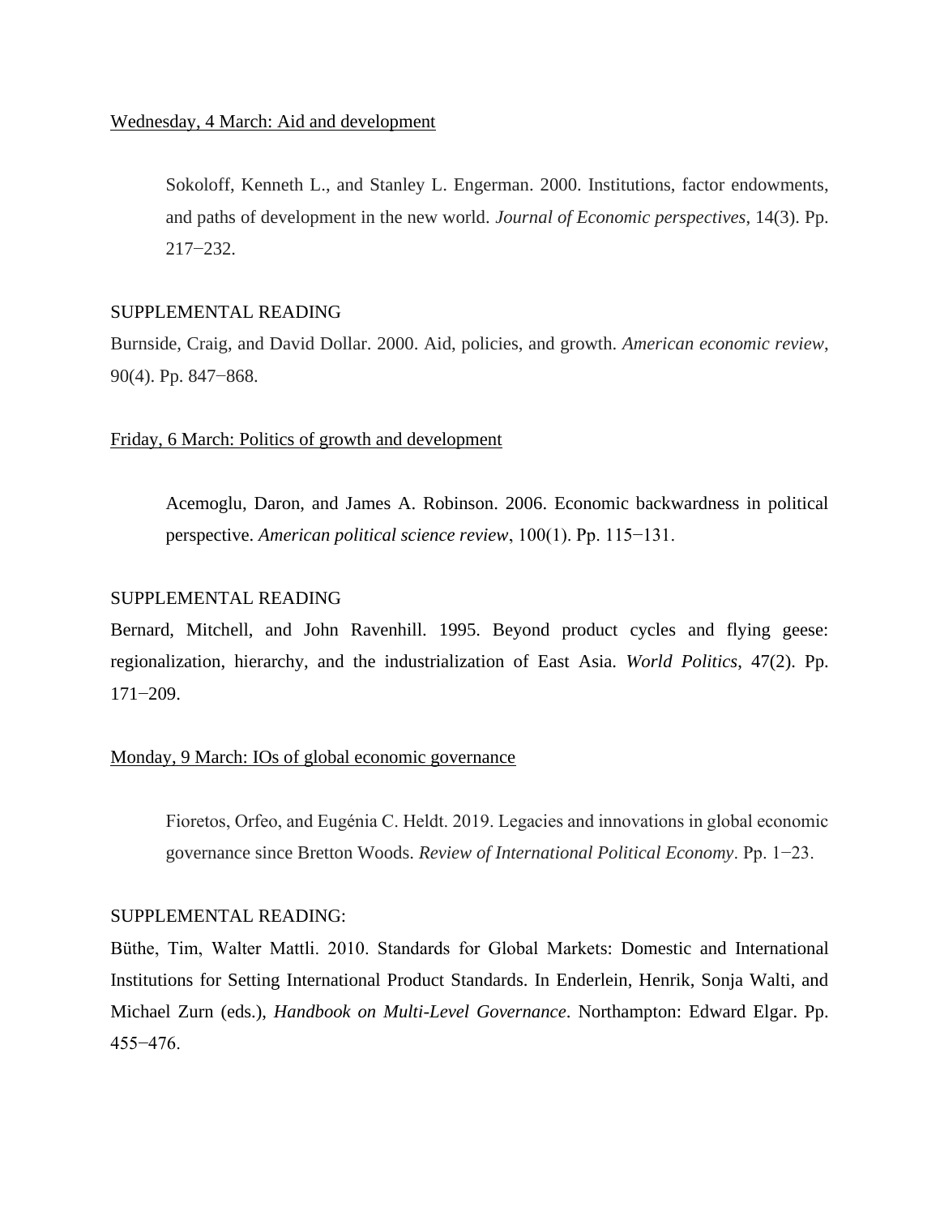Wednesday, 4 March: Aid and development

> Sokoloff, Kenneth L., and Stanley L. Engerman. 2000. Institutions, factor endowments, and paths of development in the new world. *Journal of Economic perspectives*, 14(3). Pp. 217−232.

SUPPLEMENTAL READING

Burnside, Craig, and David Dollar. 2000. Aid, policies, and growth. *American economic review*, 90(4). Pp. 847−868.

Friday, 6 March: Politics of growth and development

> Acemoglu, Daron, and James A. Robinson. 2006. Economic backwardness in political perspective. *American political science review*, 100(1). Pp. 115−131.

SUPPLEMENTAL READING

Bernard, Mitchell, and John Ravenhill. 1995. Beyond product cycles and flying geese: regionalization, hierarchy, and the industrialization of East Asia. *World Politics*, 47(2). Pp. 171−209.

Monday, 9 March: IOs of global economic governance

> Fioretos, Orfeo, and Eugénia C. Heldt. 2019. Legacies and innovations in global economic governance since Bretton Woods. *Review of International Political Economy*. Pp. 1−23.

SUPPLEMENTAL READING:

Büthe, Tim, Walter Mattli. 2010. Standards for Global Markets: Domestic and International Institutions for Setting International Product Standards. In Enderlein, Henrik, Sonja Walti, and Michael Zurn (eds.), *Handbook on Multi-Level Governance*. Northampton: Edward Elgar. Pp. 455−476.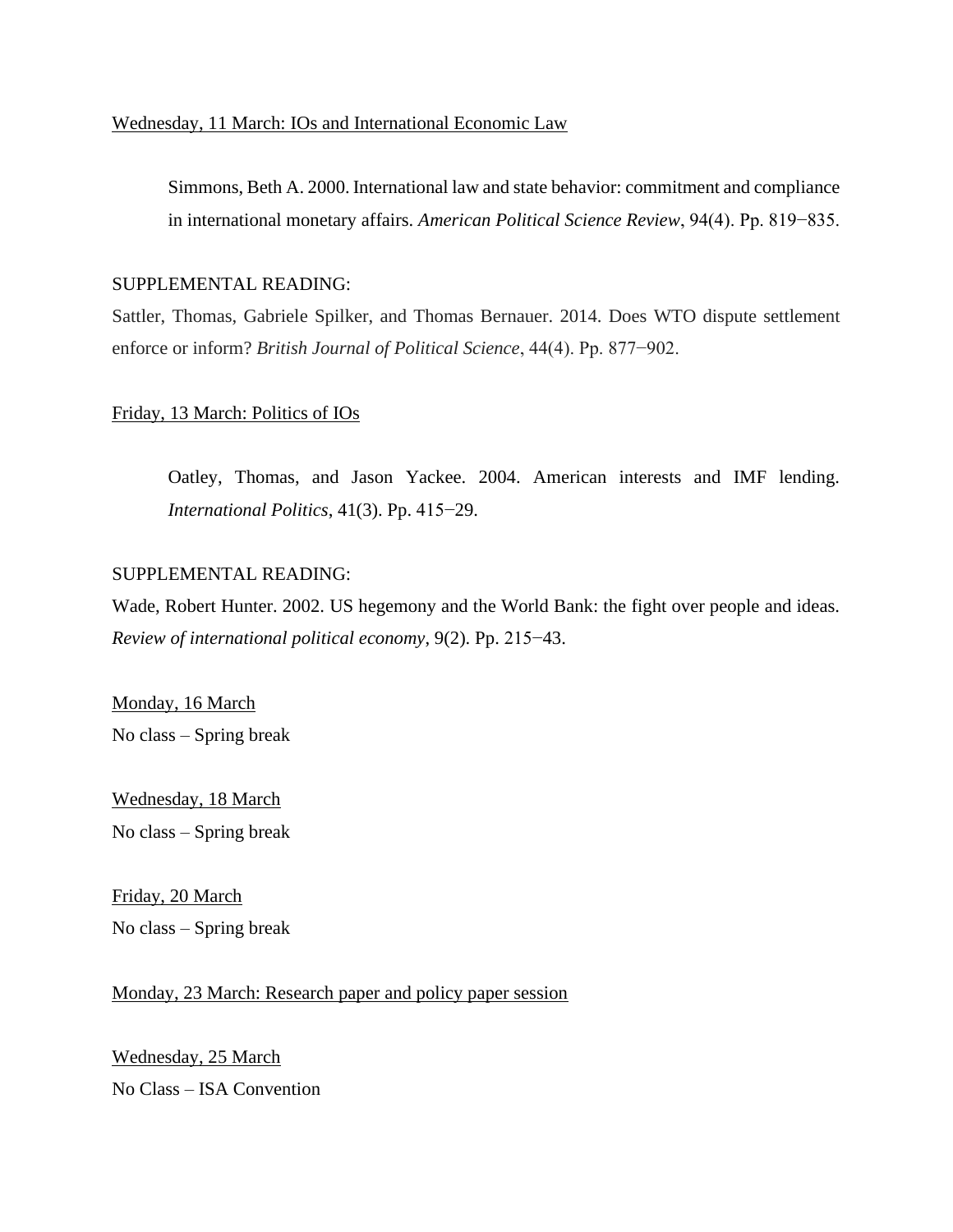Wednesday, 11 March: IOs and International Economic Law

> Simmons, Beth A. 2000. International law and state behavior: commitment and compliance in international monetary affairs. *American Political Science Review*, 94(4). Pp. 819−835.

SUPPLEMENTAL READING:

Sattler, Thomas, Gabriele Spilker, and Thomas Bernauer. 2014. Does WTO dispute settlement enforce or inform? *British Journal of Political Science*, 44(4). Pp. 877−902.

Friday, 13 March: Politics of IOs

> Oatley, Thomas, and Jason Yackee. 2004. American interests and IMF lending. *International Politics*, 41(3). Pp. 415−29.

SUPPLEMENTAL READING:

Wade, Robert Hunter. 2002. US hegemony and the World Bank: the fight over people and ideas. *Review of international political economy*, 9(2). Pp. 215−43.

Monday, 16 March

No class – Spring break

Wednesday, 18 March

No class – Spring break

Friday, 20 March

No class – Spring break

Monday, 23 March: Research paper and policy paper session

Wednesday, 25 March

No Class – ISA Convention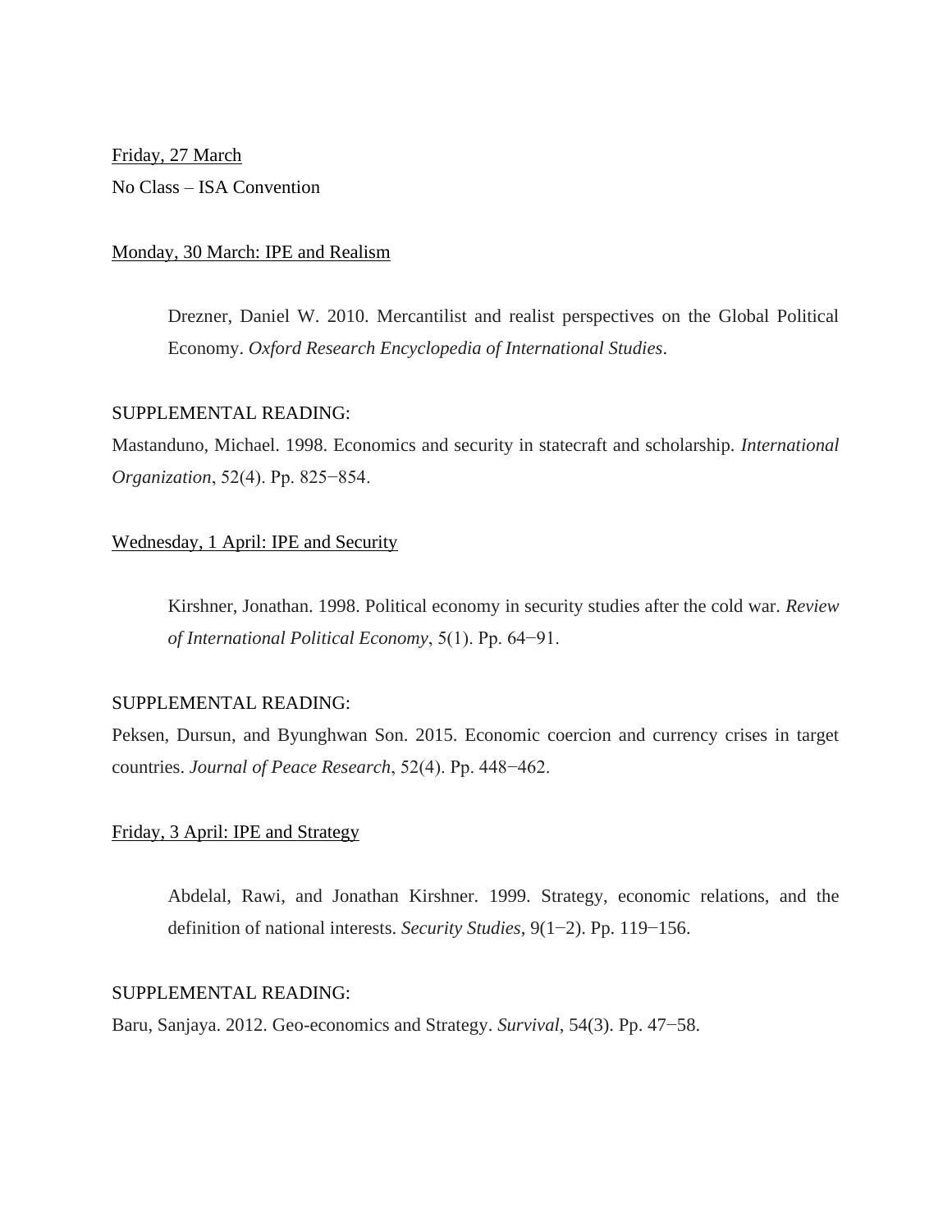Friday, 27 March

No Class – ISA Convention

Monday, 30 March: IPE and Realism

> Drezner, Daniel W. 2010. Mercantilist and realist perspectives on the Global Political Economy. *Oxford Research Encyclopedia of International Studies*.

SUPPLEMENTAL READING:

Mastanduno, Michael. 1998. Economics and security in statecraft and scholarship. *International Organization*, 52(4). Pp. 825−854.

Wednesday, 1 April: IPE and Security

> Kirshner, Jonathan. 1998. Political economy in security studies after the cold war. *Review of International Political Economy*, 5(1). Pp. 64−91.

SUPPLEMENTAL READING:

Peksen, Dursun, and Byunghwan Son. 2015. Economic coercion and currency crises in target countries. *Journal of Peace Research*, 52(4). Pp. 448−462.

Friday, 3 April: IPE and Strategy

> Abdelal, Rawi, and Jonathan Kirshner. 1999. Strategy, economic relations, and the definition of national interests. *Security Studies*, 9(1−2). Pp. 119−156.

SUPPLEMENTAL READING:

Baru, Sanjaya. 2012. Geo-economics and Strategy. *Survival*, 54(3). Pp. 47−58.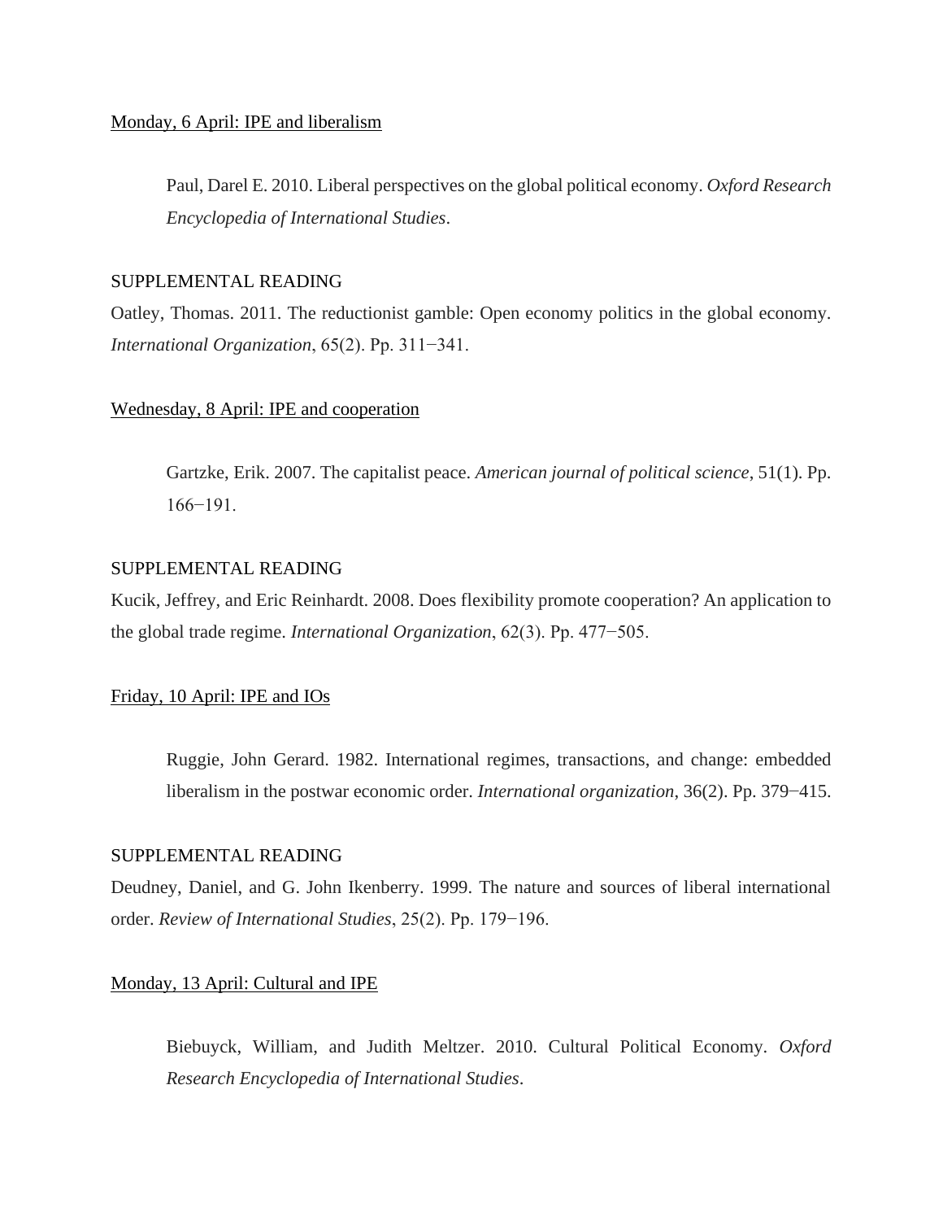Monday, 6 April: IPE and liberalism

> Paul, Darel E. 2010. Liberal perspectives on the global political economy. *Oxford Research Encyclopedia of International Studies*.

SUPPLEMENTAL READING

Oatley, Thomas. 2011. The reductionist gamble: Open economy politics in the global economy. *International Organization*, 65(2). Pp. 311−341.

Wednesday, 8 April: IPE and cooperation

> Gartzke, Erik. 2007. The capitalist peace. *American journal of political science*, 51(1). Pp. 166−191.

SUPPLEMENTAL READING

Kucik, Jeffrey, and Eric Reinhardt. 2008. Does flexibility promote cooperation? An application to the global trade regime. *International Organization*, 62(3). Pp. 477−505.

Friday, 10 April: IPE and IOs

> Ruggie, John Gerard. 1982. International regimes, transactions, and change: embedded liberalism in the postwar economic order. *International organization*, 36(2). Pp. 379−415.

SUPPLEMENTAL READING

Deudney, Daniel, and G. John Ikenberry. 1999. The nature and sources of liberal international order. *Review of International Studies*, 25(2). Pp. 179−196.

Monday, 13 April: Cultural and IPE

> Biebuyck, William, and Judith Meltzer. 2010. Cultural Political Economy. *Oxford Research Encyclopedia of International Studies*.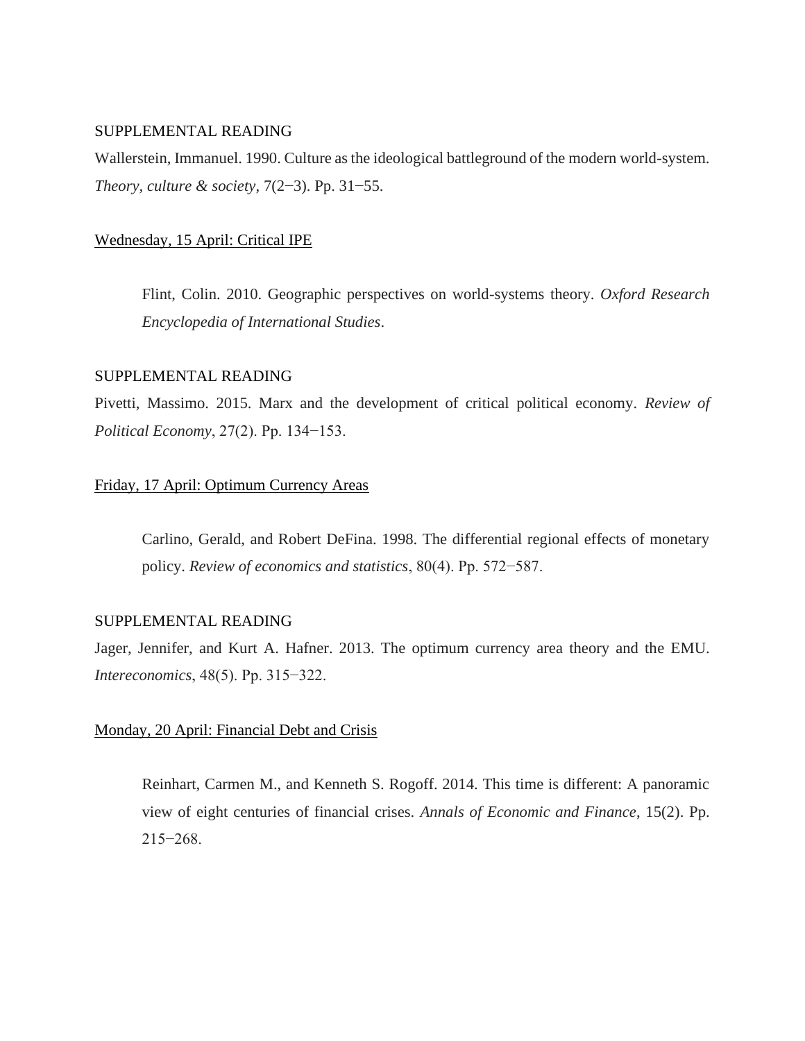SUPPLEMENTAL READING

Wallerstein, Immanuel. 1990. Culture as the ideological battleground of the modern world-system. *Theory, culture & society*, 7(2−3). Pp. 31−55.

<u>Wednesday, 15 April: Critical IPE</u>

> Flint, Colin. 2010. Geographic perspectives on world-systems theory. *Oxford Research Encyclopedia of International Studies*.

SUPPLEMENTAL READING

Pivetti, Massimo. 2015. Marx and the development of critical political economy. *Review of Political Economy*, 27(2). Pp. 134−153.

<u>Friday, 17 April: Optimum Currency Areas</u>

> Carlino, Gerald, and Robert DeFina. 1998. The differential regional effects of monetary policy. *Review of economics and statistics*, 80(4). Pp. 572−587.

SUPPLEMENTAL READING

Jager, Jennifer, and Kurt A. Hafner. 2013. The optimum currency area theory and the EMU. *Intereconomics*, 48(5). Pp. 315−322.

<u>Monday, 20 April: Financial Debt and Crisis</u>

> Reinhart, Carmen M., and Kenneth S. Rogoff. 2014. This time is different: A panoramic view of eight centuries of financial crises. *Annals of Economic and Finance*, 15(2). Pp. 215−268.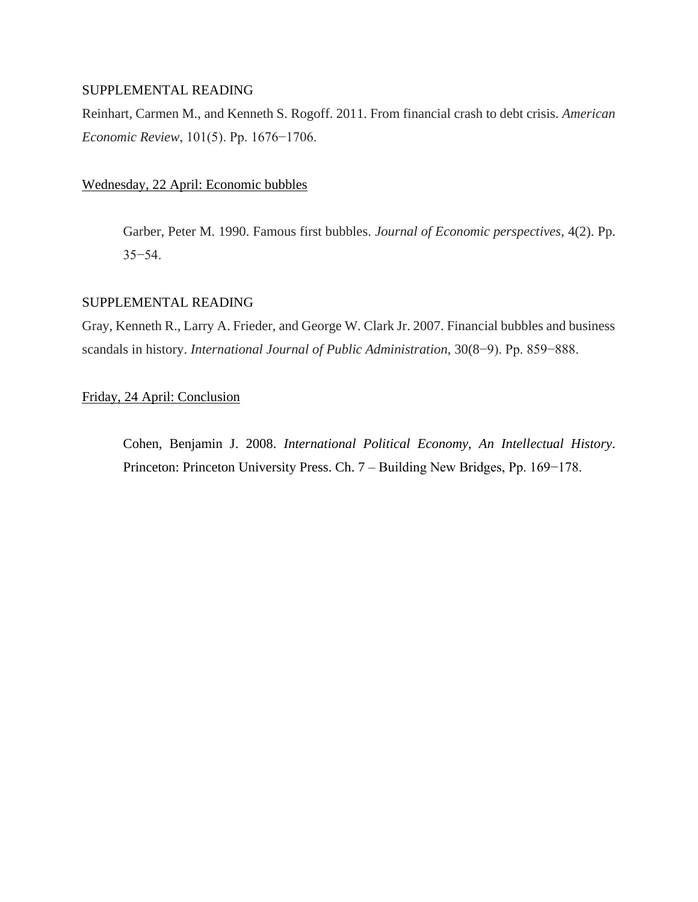SUPPLEMENTAL READING

Reinhart, Carmen M., and Kenneth S. Rogoff. 2011. From financial crash to debt crisis. *American Economic Review*, 101(5). Pp. 1676−1706.

<u>Wednesday, 22 April: Economic bubbles</u>

> Garber, Peter M. 1990. Famous first bubbles. *Journal of Economic perspectives*, 4(2). Pp. 35−54.

SUPPLEMENTAL READING

Gray, Kenneth R., Larry A. Frieder, and George W. Clark Jr. 2007. Financial bubbles and business scandals in history. *International Journal of Public Administration*, 30(8−9). Pp. 859−888.

<u>Friday, 24 April: Conclusion</u>

> Cohen, Benjamin J. 2008. *International Political Economy, An Intellectual History*. Princeton: Princeton University Press. Ch. 7 – Building New Bridges, Pp. 169−178.